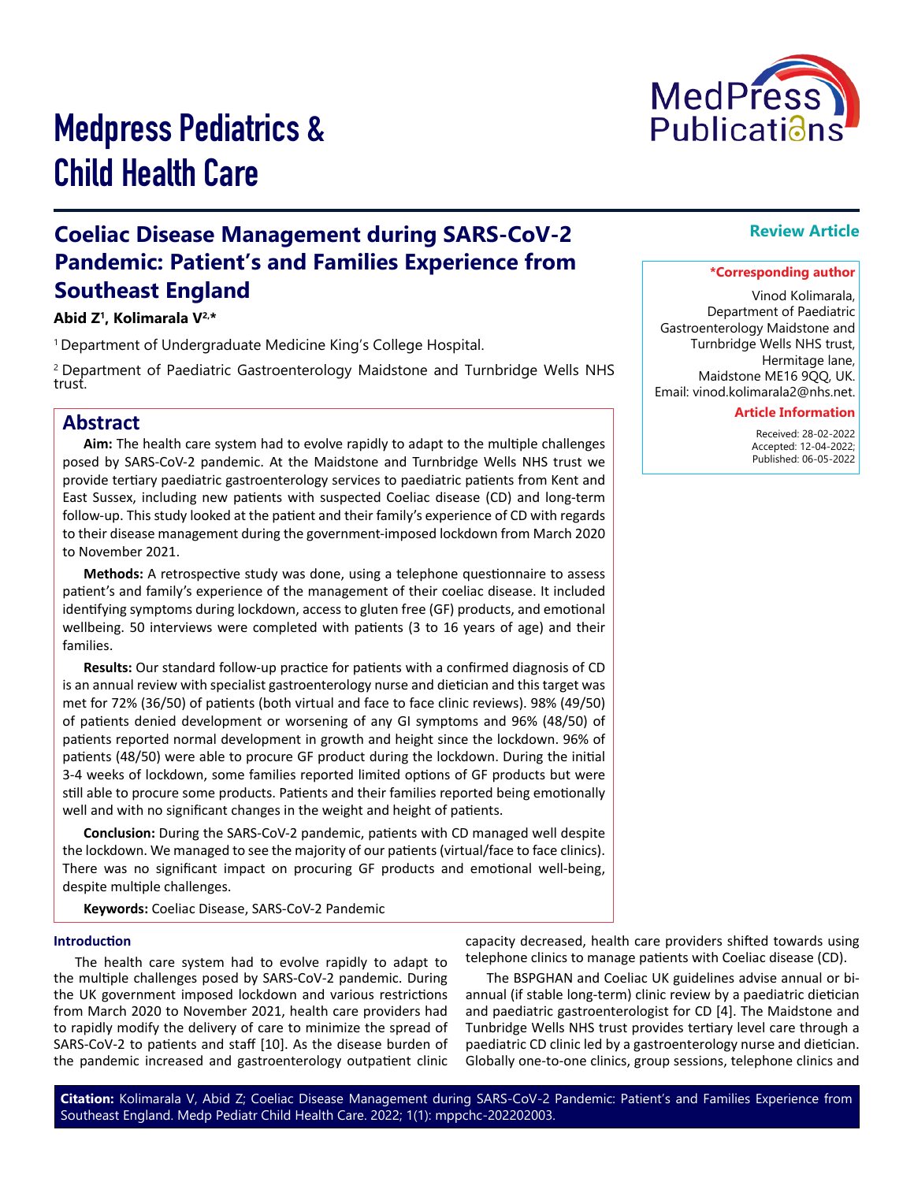# Medpress Pediatrics & Child Health Care

**Review Article**

## Coeliac Disease Management during SARS-CoV-2 Pandemic: Patient's and Families Experience from Southeast England

**Abid Z[1], Kolimarala V[2,*]**

[1] Department of Undergraduate Medicine King's College Hospital.

[2] Department of Paediatric Gastroenterology Maidstone and Turnbridge Wells NHS trust.

**\*Corresponding author**

Vinod Kolimarala,
Department of Paediatric Gastroenterology Maidstone and Turnbridge Wells NHS trust,
Hermitage lane,
Maidstone ME16 9QQ, UK.
Email: vinod.kolimarala2@nhs.net.

**Article Information**

Received: 28-02-2022
Accepted: 12-04-2022;
Published: 06-05-2022

## Abstract

**Aim:** The health care system had to evolve rapidly to adapt to the multiple challenges posed by SARS-CoV-2 pandemic. At the Maidstone and Turnbridge Wells NHS trust we provide tertiary paediatric gastroenterology services to paediatric patients from Kent and East Sussex, including new patients with suspected Coeliac disease (CD) and long-term follow-up. This study looked at the patient and their family's experience of CD with regards to their disease management during the government-imposed lockdown from March 2020 to November 2021.

**Methods:** A retrospective study was done, using a telephone questionnaire to assess patient's and family's experience of the management of their coeliac disease. It included identifying symptoms during lockdown, access to gluten free (GF) products, and emotional wellbeing. 50 interviews were completed with patients (3 to 16 years of age) and their families.

**Results:** Our standard follow-up practice for patients with a confirmed diagnosis of CD is an annual review with specialist gastroenterology nurse and dietician and this target was met for 72% (36/50) of patients (both virtual and face to face clinic reviews). 98% (49/50) of patients denied development or worsening of any GI symptoms and 96% (48/50) of patients reported normal development in growth and height since the lockdown. 96% of patients (48/50) were able to procure GF product during the lockdown. During the initial 3-4 weeks of lockdown, some families reported limited options of GF products but were still able to procure some products. Patients and their families reported being emotionally well and with no significant changes in the weight and height of patients.

**Conclusion:** During the SARS-CoV-2 pandemic, patients with CD managed well despite the lockdown. We managed to see the majority of our patients (virtual/face to face clinics). There was no significant impact on procuring GF products and emotional well-being, despite multiple challenges.

**Keywords:** Coeliac Disease, SARS-CoV-2 Pandemic

### Introduction

The health care system had to evolve rapidly to adapt to the multiple challenges posed by SARS-CoV-2 pandemic. During the UK government imposed lockdown and various restrictions from March 2020 to November 2021, health care providers had to rapidly modify the delivery of care to minimize the spread of SARS-CoV-2 to patients and staff [10]. As the disease burden of the pandemic increased and gastroenterology outpatient clinic capacity decreased, health care providers shifted towards using telephone clinics to manage patients with Coeliac disease (CD).

The BSPGHAN and Coeliac UK guidelines advise annual or bi-annual (if stable long-term) clinic review by a paediatric dietician and paediatric gastroenterologist for CD [4]. The Maidstone and Tunbridge Wells NHS trust provides tertiary level care through a paediatric CD clinic led by a gastroenterology nurse and dietician. Globally one-to-one clinics, group sessions, telephone clinics and

**Citation:** Kolimarala V, Abid Z; Coeliac Disease Management during SARS-CoV-2 Pandemic: Patient's and Families Experience from Southeast England. Medp Pediatr Child Health Care. 2022; 1(1): mppchc-202202003.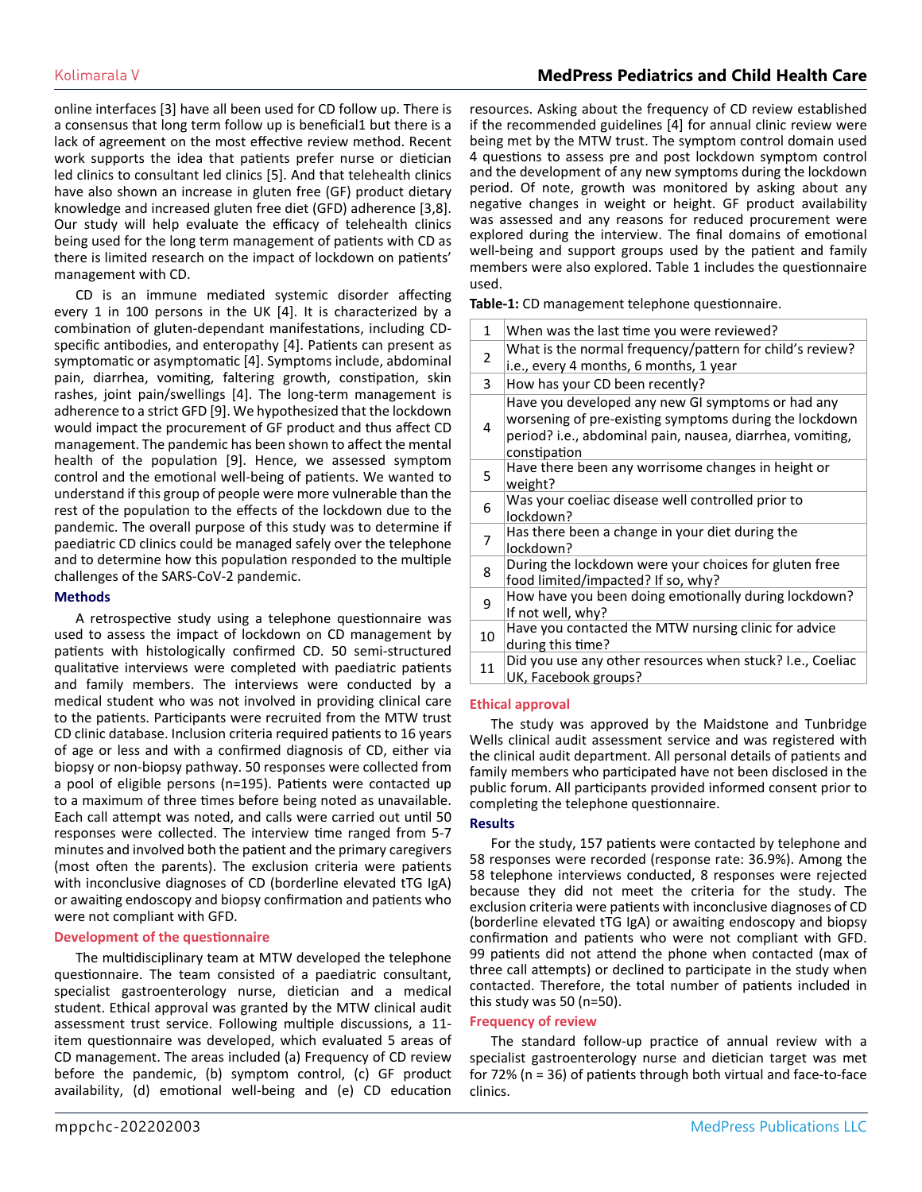online interfaces [3] have all been used for CD follow up. There is a consensus that long term follow up is beneficial1 but there is a lack of agreement on the most effective review method. Recent work supports the idea that patients prefer nurse or dietician led clinics to consultant led clinics [5]. And that telehealth clinics have also shown an increase in gluten free (GF) product dietary knowledge and increased gluten free diet (GFD) adherence [3,8]. Our study will help evaluate the efficacy of telehealth clinics being used for the long term management of patients with CD as there is limited research on the impact of lockdown on patients' management with CD.

CD is an immune mediated systemic disorder affecting every 1 in 100 persons in the UK [4]. It is characterized by a combination of gluten-dependant manifestations, including CD-specific antibodies, and enteropathy [4]. Patients can present as symptomatic or asymptomatic [4]. Symptoms include, abdominal pain, diarrhea, vomiting, faltering growth, constipation, skin rashes, joint pain/swellings [4]. The long-term management is adherence to a strict GFD [9]. We hypothesized that the lockdown would impact the procurement of GF product and thus affect CD management. The pandemic has been shown to affect the mental health of the population [9]. Hence, we assessed symptom control and the emotional well-being of patients. We wanted to understand if this group of people were more vulnerable than the rest of the population to the effects of the lockdown due to the pandemic. The overall purpose of this study was to determine if paediatric CD clinics could be managed safely over the telephone and to determine how this population responded to the multiple challenges of the SARS-CoV-2 pandemic.

## Methods

A retrospective study using a telephone questionnaire was used to assess the impact of lockdown on CD management by patients with histologically confirmed CD. 50 semi-structured qualitative interviews were completed with paediatric patients and family members. The interviews were conducted by a medical student who was not involved in providing clinical care to the patients. Participants were recruited from the MTW trust CD clinic database. Inclusion criteria required patients to 16 years of age or less and with a confirmed diagnosis of CD, either via biopsy or non-biopsy pathway. 50 responses were collected from a pool of eligible persons (n=195). Patients were contacted up to a maximum of three times before being noted as unavailable. Each call attempt was noted, and calls were carried out until 50 responses were collected. The interview time ranged from 5-7 minutes and involved both the patient and the primary caregivers (most often the parents). The exclusion criteria were patients with inconclusive diagnoses of CD (borderline elevated tTG IgA) or awaiting endoscopy and biopsy confirmation and patients who were not compliant with GFD.

### Development of the questionnaire

The multidisciplinary team at MTW developed the telephone questionnaire. The team consisted of a paediatric consultant, specialist gastroenterology nurse, dietician and a medical student. Ethical approval was granted by the MTW clinical audit assessment trust service. Following multiple discussions, a 11-item questionnaire was developed, which evaluated 5 areas of CD management. The areas included (a) Frequency of CD review before the pandemic, (b) symptom control, (c) GF product availability, (d) emotional well-being and (e) CD education resources. Asking about the frequency of CD review established if the recommended guidelines [4] for annual clinic review were being met by the MTW trust. The symptom control domain used 4 questions to assess pre and post lockdown symptom control and the development of any new symptoms during the lockdown period. Of note, growth was monitored by asking about any negative changes in weight or height. GF product availability was assessed and any reasons for reduced procurement were explored during the interview. The final domains of emotional well-being and support groups used by the patient and family members were also explored. Table 1 includes the questionnaire used.

**Table-1:** CD management telephone questionnaire.

| | |
|---|---|
| 1 | When was the last time you were reviewed? |
| 2 | What is the normal frequency/pattern for child's review? i.e., every 4 months, 6 months, 1 year |
| 3 | How has your CD been recently? |
| 4 | Have you developed any new GI symptoms or had any worsening of pre-existing symptoms during the lockdown period? i.e., abdominal pain, nausea, diarrhea, vomiting, constipation |
| 5 | Have there been any worrisome changes in height or weight? |
| 6 | Was your coeliac disease well controlled prior to lockdown? |
| 7 | Has there been a change in your diet during the lockdown? |
| 8 | During the lockdown were your choices for gluten free food limited/impacted? If so, why? |
| 9 | How have you been doing emotionally during lockdown? If not well, why? |
| 10 | Have you contacted the MTW nursing clinic for advice during this time? |
| 11 | Did you use any other resources when stuck? I.e., Coeliac UK, Facebook groups? |

### Ethical approval

The study was approved by the Maidstone and Tunbridge Wells clinical audit assessment service and was registered with the clinical audit department. All personal details of patients and family members who participated have not been disclosed in the public forum. All participants provided informed consent prior to completing the telephone questionnaire.

## Results

For the study, 157 patients were contacted by telephone and 58 responses were recorded (response rate: 36.9%). Among the 58 telephone interviews conducted, 8 responses were rejected because they did not meet the criteria for the study. The exclusion criteria were patients with inconclusive diagnoses of CD (borderline elevated tTG IgA) or awaiting endoscopy and biopsy confirmation and patients who were not compliant with GFD. 99 patients did not attend the phone when contacted (max of three call attempts) or declined to participate in the study when contacted. Therefore, the total number of patients included in this study was 50 (n=50).

### Frequency of review

The standard follow-up practice of annual review with a specialist gastroenterology nurse and dietician target was met for 72% (n = 36) of patients through both virtual and face-to-face clinics.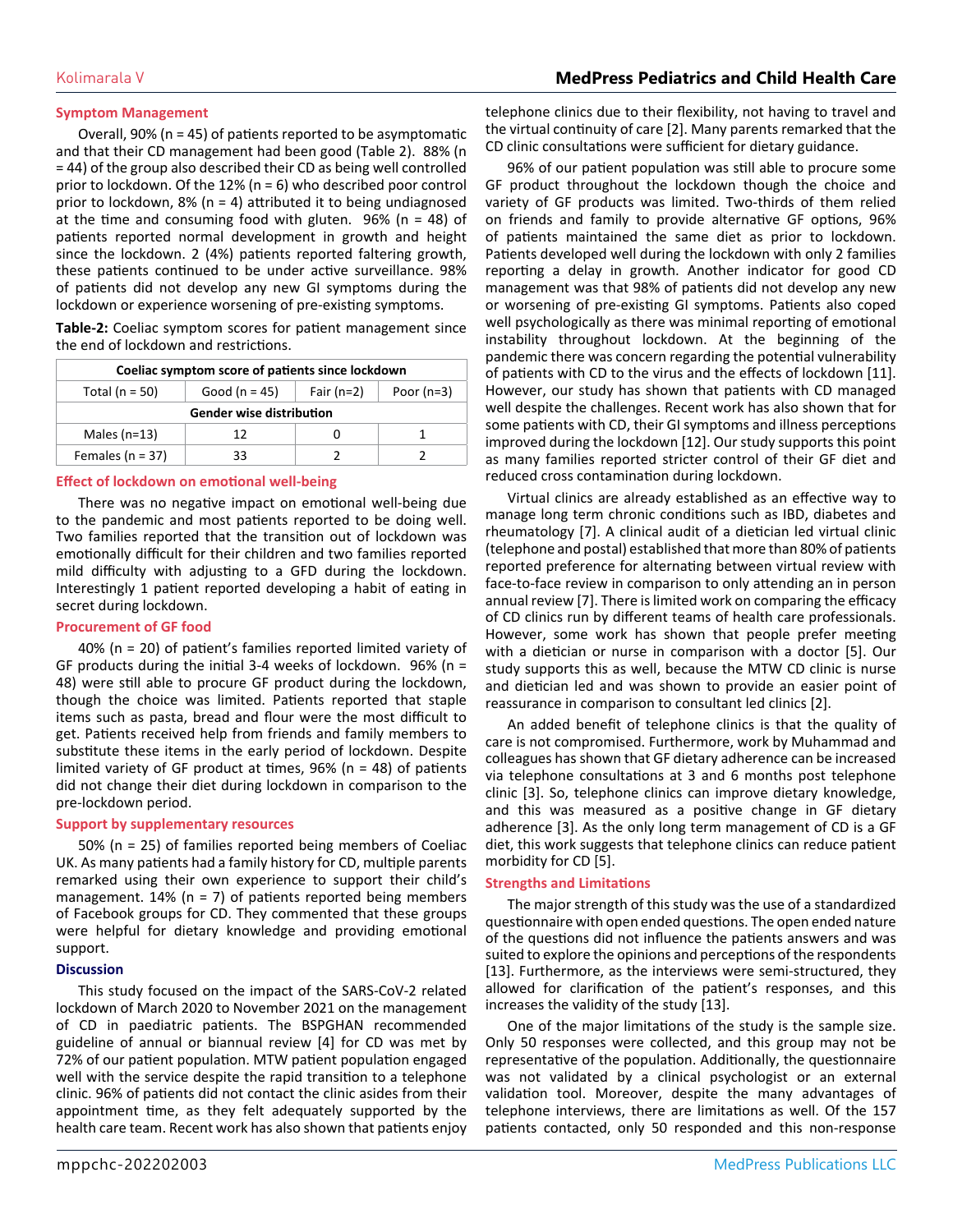### Symptom Management

Overall, 90% (n = 45) of patients reported to be asymptomatic and that their CD management had been good (Table 2). 88% (n = 44) of the group also described their CD as being well controlled prior to lockdown. Of the 12% (n = 6) who described poor control prior to lockdown, 8% (n = 4) attributed it to being undiagnosed at the time and consuming food with gluten. 96% (n = 48) of patients reported normal development in growth and height since the lockdown. 2 (4%) patients reported faltering growth, these patients continued to be under active surveillance. 98% of patients did not develop any new GI symptoms during the lockdown or experience worsening of pre-existing symptoms.

**Table-2:** Coeliac symptom scores for patient management since the end of lockdown and restrictions.

| Coeliac symptom score of patients since lockdown | | | |
|---|---|---|---|
| Total (n = 50) | Good (n = 45) | Fair (n=2) | Poor (n=3) |
| **Gender wise distribution** | | | |
| Males (n=13) | 12 | 0 | 1 |
| Females (n = 37) | 33 | 2 | 2 |

### Effect of lockdown on emotional well-being

There was no negative impact on emotional well-being due to the pandemic and most patients reported to be doing well. Two families reported that the transition out of lockdown was emotionally difficult for their children and two families reported mild difficulty with adjusting to a GFD during the lockdown. Interestingly 1 patient reported developing a habit of eating in secret during lockdown.

### Procurement of GF food

40% (n = 20) of patient's families reported limited variety of GF products during the initial 3-4 weeks of lockdown. 96% (n = 48) were still able to procure GF product during the lockdown, though the choice was limited. Patients reported that staple items such as pasta, bread and flour were the most difficult to get. Patients received help from friends and family members to substitute these items in the early period of lockdown. Despite limited variety of GF product at times, 96% (n = 48) of patients did not change their diet during lockdown in comparison to the pre-lockdown period.

### Support by supplementary resources

50% (n = 25) of families reported being members of Coeliac UK. As many patients had a family history for CD, multiple parents remarked using their own experience to support their child's management. 14% (n = 7) of patients reported being members of Facebook groups for CD. They commented that these groups were helpful for dietary knowledge and providing emotional support.

## Discussion

This study focused on the impact of the SARS-CoV-2 related lockdown of March 2020 to November 2021 on the management of CD in paediatric patients. The BSPGHAN recommended guideline of annual or biannual review [4] for CD was met by 72% of our patient population. MTW patient population engaged well with the service despite the rapid transition to a telephone clinic. 96% of patients did not contact the clinic asides from their appointment time, as they felt adequately supported by the health care team. Recent work has also shown that patients enjoy telephone clinics due to their flexibility, not having to travel and the virtual continuity of care [2]. Many parents remarked that the CD clinic consultations were sufficient for dietary guidance.

96% of our patient population was still able to procure some GF product throughout the lockdown though the choice and variety of GF products was limited. Two-thirds of them relied on friends and family to provide alternative GF options, 96% of patients maintained the same diet as prior to lockdown. Patients developed well during the lockdown with only 2 families reporting a delay in growth. Another indicator for good CD management was that 98% of patients did not develop any new or worsening of pre-existing GI symptoms. Patients also coped well psychologically as there was minimal reporting of emotional instability throughout lockdown. At the beginning of the pandemic there was concern regarding the potential vulnerability of patients with CD to the virus and the effects of lockdown [11]. However, our study has shown that patients with CD managed well despite the challenges. Recent work has also shown that for some patients with CD, their GI symptoms and illness perceptions improved during the lockdown [12]. Our study supports this point as many families reported stricter control of their GF diet and reduced cross contamination during lockdown.

Virtual clinics are already established as an effective way to manage long term chronic conditions such as IBD, diabetes and rheumatology [7]. A clinical audit of a dietician led virtual clinic (telephone and postal) established that more than 80% of patients reported preference for alternating between virtual review with face-to-face review in comparison to only attending an in person annual review [7]. There is limited work on comparing the efficacy of CD clinics run by different teams of health care professionals. However, some work has shown that people prefer meeting with a dietician or nurse in comparison with a doctor [5]. Our study supports this as well, because the MTW CD clinic is nurse and dietician led and was shown to provide an easier point of reassurance in comparison to consultant led clinics [2].

An added benefit of telephone clinics is that the quality of care is not compromised. Furthermore, work by Muhammad and colleagues has shown that GF dietary adherence can be increased via telephone consultations at 3 and 6 months post telephone clinic [3]. So, telephone clinics can improve dietary knowledge, and this was measured as a positive change in GF dietary adherence [3]. As the only long term management of CD is a GF diet, this work suggests that telephone clinics can reduce patient morbidity for CD [5].

### Strengths and Limitations

The major strength of this study was the use of a standardized questionnaire with open ended questions. The open ended nature of the questions did not influence the patients answers and was suited to explore the opinions and perceptions of the respondents [13]. Furthermore, as the interviews were semi-structured, they allowed for clarification of the patient's responses, and this increases the validity of the study [13].

One of the major limitations of the study is the sample size. Only 50 responses were collected, and this group may not be representative of the population. Additionally, the questionnaire was not validated by a clinical psychologist or an external validation tool. Moreover, despite the many advantages of telephone interviews, there are limitations as well. Of the 157 patients contacted, only 50 responded and this non-response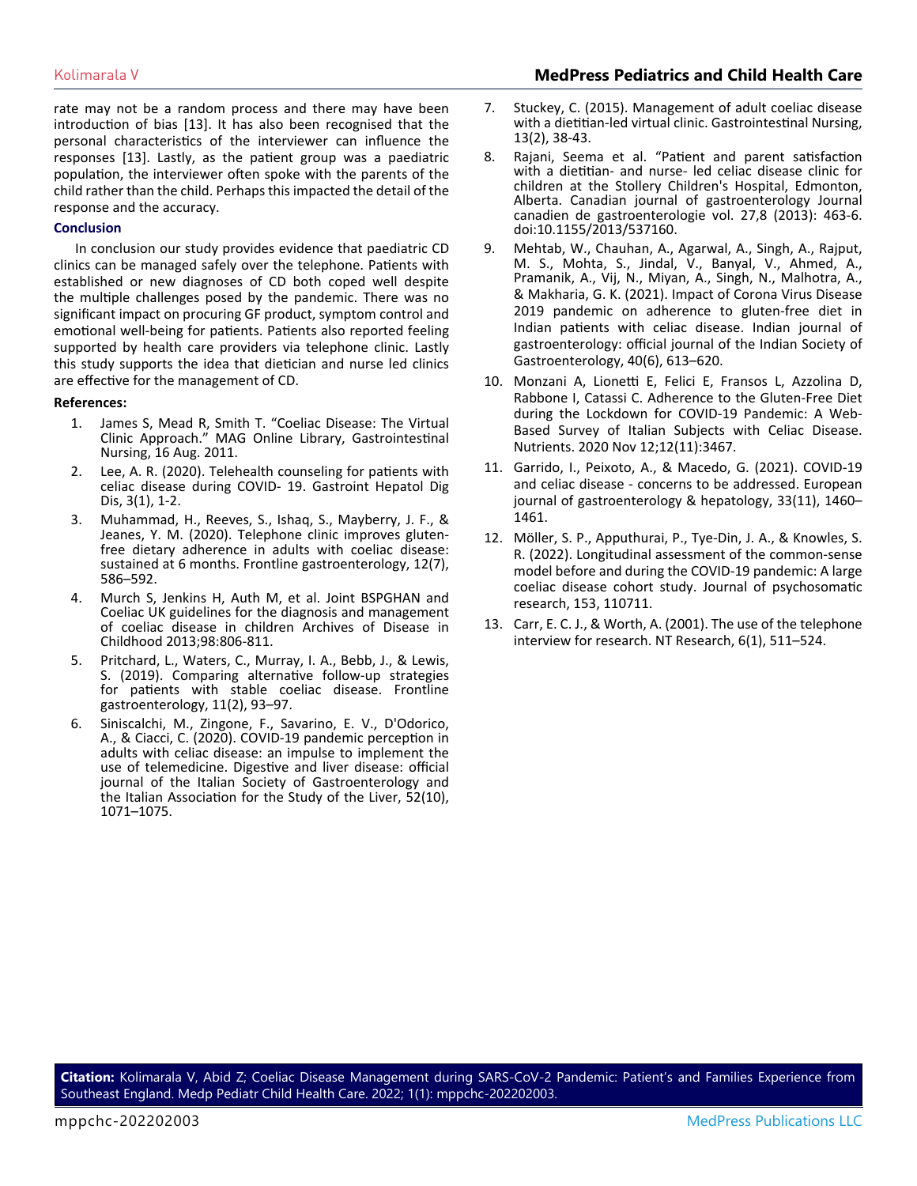rate may not be a random process and there may have been introduction of bias [13]. It has also been recognised that the personal characteristics of the interviewer can influence the responses [13]. Lastly, as the patient group was a paediatric population, the interviewer often spoke with the parents of the child rather than the child. Perhaps this impacted the detail of the response and the accuracy.

## Conclusion

In conclusion our study provides evidence that paediatric CD clinics can be managed safely over the telephone. Patients with established or new diagnoses of CD both coped well despite the multiple challenges posed by the pandemic. There was no significant impact on procuring GF product, symptom control and emotional well-being for patients. Patients also reported feeling supported by health care providers via telephone clinic. Lastly this study supports the idea that dietician and nurse led clinics are effective for the management of CD.

## References:

1. James S, Mead R, Smith T. "Coeliac Disease: The Virtual Clinic Approach." MAG Online Library, Gastrointestinal Nursing, 16 Aug. 2011.
2. Lee, A. R. (2020). Telehealth counseling for patients with celiac disease during COVID- 19. Gastroint Hepatol Dig Dis, 3(1), 1-2.
3. Muhammad, H., Reeves, S., Ishaq, S., Mayberry, J. F., & Jeanes, Y. M. (2020). Telephone clinic improves gluten-free dietary adherence in adults with coeliac disease: sustained at 6 months. Frontline gastroenterology, 12(7), 586–592.
4. Murch S, Jenkins H, Auth M, et al. Joint BSPGHAN and Coeliac UK guidelines for the diagnosis and management of coeliac disease in children Archives of Disease in Childhood 2013;98:806-811.
5. Pritchard, L., Waters, C., Murray, I. A., Bebb, J., & Lewis, S. (2019). Comparing alternative follow-up strategies for patients with stable coeliac disease. Frontline gastroenterology, 11(2), 93–97.
6. Siniscalchi, M., Zingone, F., Savarino, E. V., D'Odorico, A., & Ciacci, C. (2020). COVID-19 pandemic perception in adults with celiac disease: an impulse to implement the use of telemedicine. Digestive and liver disease: official journal of the Italian Society of Gastroenterology and the Italian Association for the Study of the Liver, 52(10), 1071–1075.
7. Stuckey, C. (2015). Management of adult coeliac disease with a dietitian-led virtual clinic. Gastrointestinal Nursing, 13(2), 38-43.
8. Rajani, Seema et al. "Patient and parent satisfaction with a dietitian- and nurse- led celiac disease clinic for children at the Stollery Children's Hospital, Edmonton, Alberta. Canadian journal of gastroenterology Journal canadien de gastroenterologie vol. 27,8 (2013): 463-6. doi:10.1155/2013/537160.
9. Mehtab, W., Chauhan, A., Agarwal, A., Singh, A., Rajput, M. S., Mohta, S., Jindal, V., Banyal, V., Ahmed, A., Pramanik, A., Vij, N., Miyan, A., Singh, N., Malhotra, A., & Makharia, G. K. (2021). Impact of Corona Virus Disease 2019 pandemic on adherence to gluten-free diet in Indian patients with celiac disease. Indian journal of gastroenterology: official journal of the Indian Society of Gastroenterology, 40(6), 613–620.
10. Monzani A, Lionetti E, Felici E, Fransos L, Azzolina D, Rabbone I, Catassi C. Adherence to the Gluten-Free Diet during the Lockdown for COVID-19 Pandemic: A Web-Based Survey of Italian Subjects with Celiac Disease. Nutrients. 2020 Nov 12;12(11):3467.
11. Garrido, I., Peixoto, A., & Macedo, G. (2021). COVID-19 and celiac disease - concerns to be addressed. European journal of gastroenterology & hepatology, 33(11), 1460–1461.
12. Möller, S. P., Apputhurai, P., Tye-Din, J. A., & Knowles, S. R. (2022). Longitudinal assessment of the common-sense model before and during the COVID-19 pandemic: A large coeliac disease cohort study. Journal of psychosomatic research, 153, 110711.
13. Carr, E. C. J., & Worth, A. (2001). The use of the telephone interview for research. NT Research, 6(1), 511–524.

**Citation:** Kolimarala V, Abid Z; Coeliac Disease Management during SARS-CoV-2 Pandemic: Patient's and Families Experience from Southeast England. Medp Pediatr Child Health Care. 2022; 1(1): mppchc-202202003.